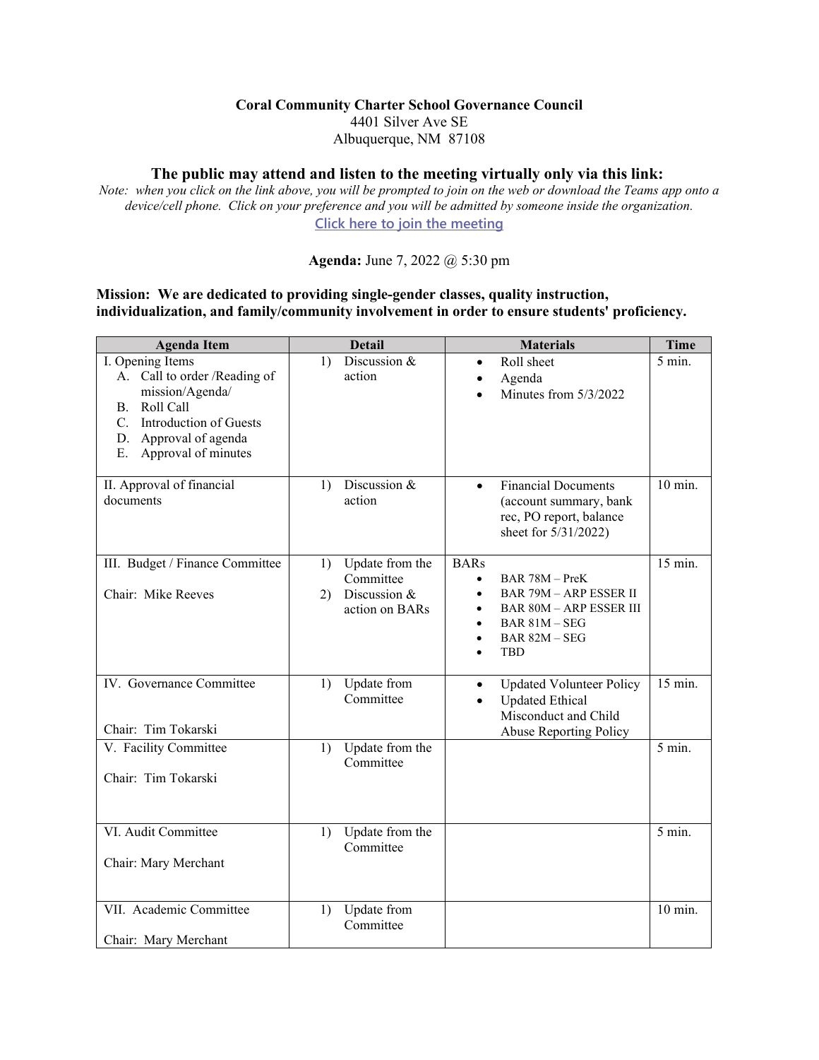**Coral Community Charter School Governance Council**
4401 Silver Ave SE
Albuquerque, NM 87108

## The public may attend and listen to the meeting virtually only via this link:

*Note: when you click on the link above, you will be prompted to join on the web or download the Teams app onto a device/cell phone. Click on your preference and you will be admitted by someone inside the organization.*

Click here to join the meeting

**Agenda:** June 7, 2022 @ 5:30 pm

**Mission: We are dedicated to providing single-gender classes, quality instruction, individualization, and family/community involvement in order to ensure students' proficiency.**

| Agenda Item | Detail | Materials | Time |
|---|---|---|---|
| I. Opening Items<br>A. Call to order /Reading of mission/Agenda/<br>B. Roll Call<br>C. Introduction of Guests<br>D. Approval of agenda<br>E. Approval of minutes | 1) Discussion & action | • Roll sheet<br>• Agenda<br>• Minutes from 5/3/2022 | 5 min. |
| II. Approval of financial documents | 1) Discussion & action | • Financial Documents (account summary, bank rec, PO report, balance sheet for 5/31/2022) | 10 min. |
| III. Budget / Finance Committee<br><br>Chair: Mike Reeves | 1) Update from the Committee<br>2) Discussion & action on BARs | BARs<br>• BAR 78M – PreK<br>• BAR 79M – ARP ESSER II<br>• BAR 80M – ARP ESSER III<br>• BAR 81M – SEG<br>• BAR 82M – SEG<br>• TBD | 15 min. |
| IV. Governance Committee<br><br>Chair: Tim Tokarski | 1) Update from Committee | • Updated Volunteer Policy<br>• Updated Ethical Misconduct and Child Abuse Reporting Policy | 15 min. |
| V. Facility Committee<br><br>Chair: Tim Tokarski | 1) Update from the Committee | | 5 min. |
| VI. Audit Committee<br><br>Chair: Mary Merchant | 1) Update from the Committee | | 5 min. |
| VII. Academic Committee<br><br>Chair: Mary Merchant | 1) Update from Committee | | 10 min. |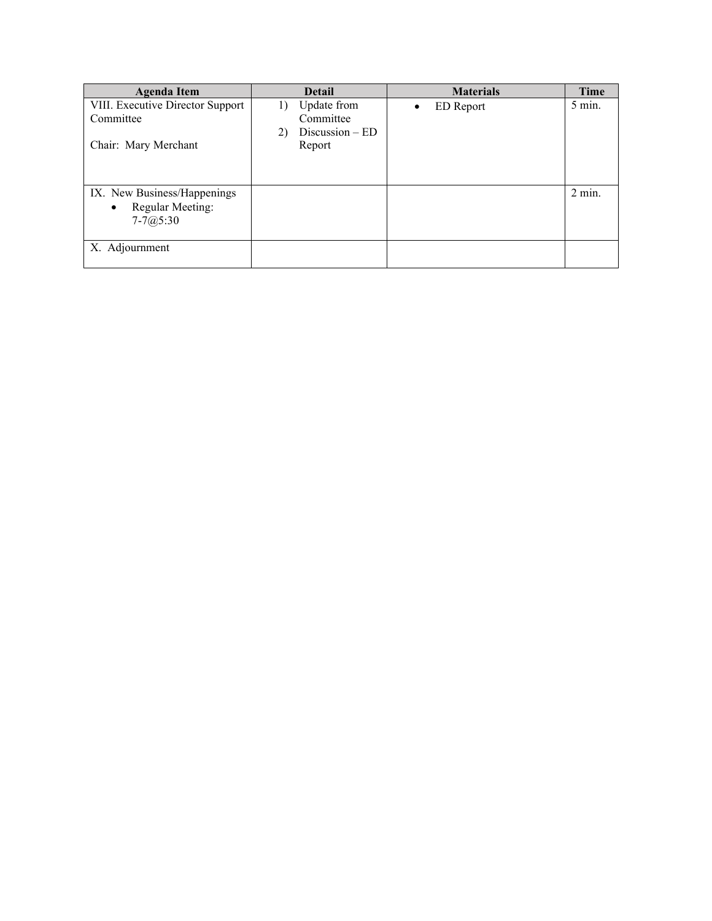| Agenda Item | Detail | Materials | Time |
|---|---|---|---|
| VIII. Executive Director Support Committee<br><br>Chair: Mary Merchant | 1) Update from Committee<br>2) Discussion – ED Report | • ED Report | 5 min. |
| IX. New Business/Happenings<br>• Regular Meeting: 7-7@5:30 | | | 2 min. |
| X. Adjournment | | | |